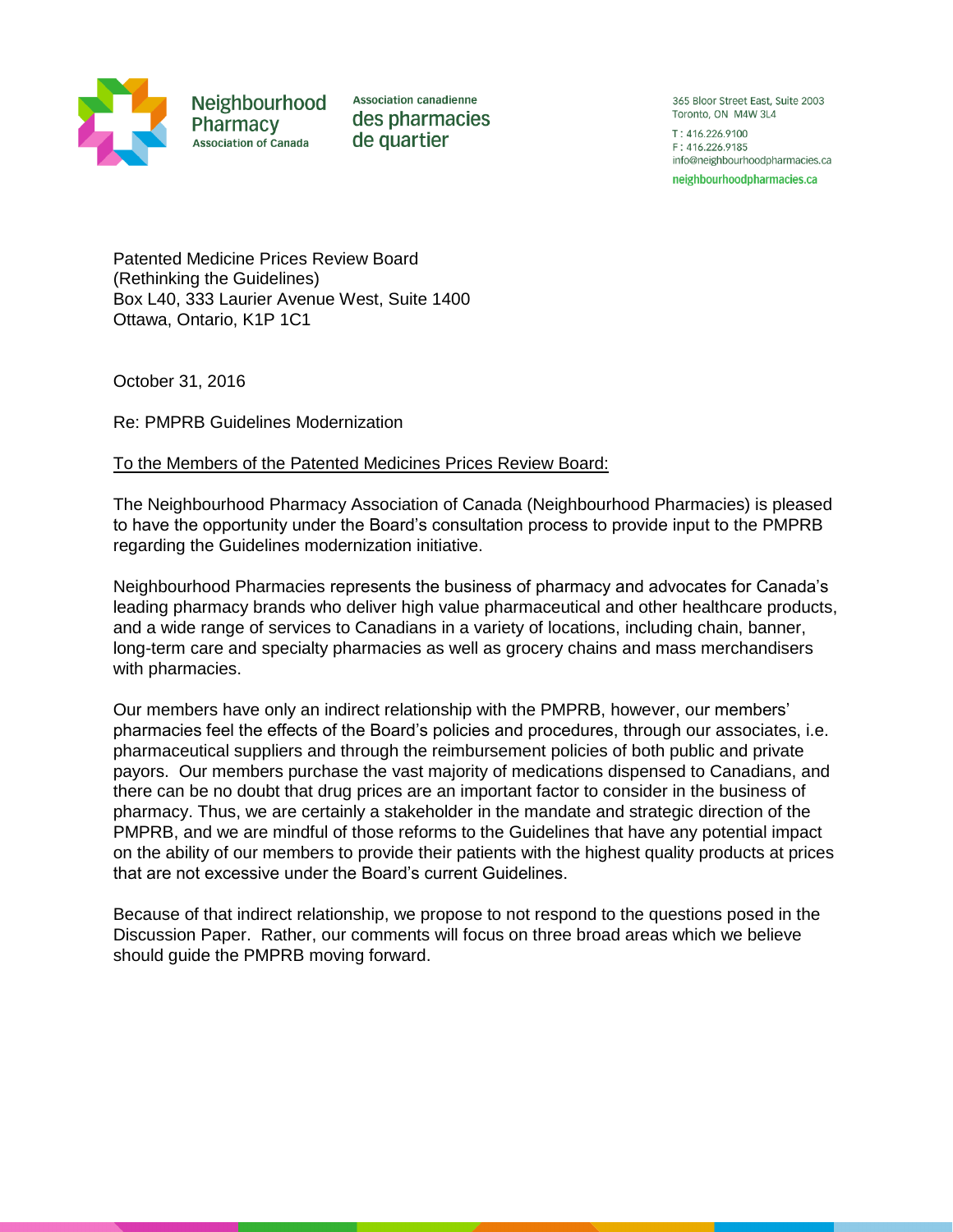Neighbourhood Pharmacy Association of Canada

Association canadienne des pharmacies de quartier

365 Bloor Street East, Suite 2003
Toronto, ON M4W 3L4
T : 416.226.9100
F : 416.226.9185
info@neighbourhoodpharmacies.ca
neighbourhoodpharmacies.ca

Patented Medicine Prices Review Board
(Rethinking the Guidelines)
Box L40, 333 Laurier Avenue West, Suite 1400
Ottawa, Ontario, K1P 1C1

October 31, 2016

Re: PMPRB Guidelines Modernization

To the Members of the Patented Medicines Prices Review Board:

The Neighbourhood Pharmacy Association of Canada (Neighbourhood Pharmacies) is pleased to have the opportunity under the Board's consultation process to provide input to the PMPRB regarding the Guidelines modernization initiative.

Neighbourhood Pharmacies represents the business of pharmacy and advocates for Canada's leading pharmacy brands who deliver high value pharmaceutical and other healthcare products, and a wide range of services to Canadians in a variety of locations, including chain, banner, long-term care and specialty pharmacies as well as grocery chains and mass merchandisers with pharmacies.

Our members have only an indirect relationship with the PMPRB, however, our members' pharmacies feel the effects of the Board's policies and procedures, through our associates, i.e. pharmaceutical suppliers and through the reimbursement policies of both public and private payors. Our members purchase the vast majority of medications dispensed to Canadians, and there can be no doubt that drug prices are an important factor to consider in the business of pharmacy. Thus, we are certainly a stakeholder in the mandate and strategic direction of the PMPRB, and we are mindful of those reforms to the Guidelines that have any potential impact on the ability of our members to provide their patients with the highest quality products at prices that are not excessive under the Board's current Guidelines.

Because of that indirect relationship, we propose to not respond to the questions posed in the Discussion Paper. Rather, our comments will focus on three broad areas which we believe should guide the PMPRB moving forward.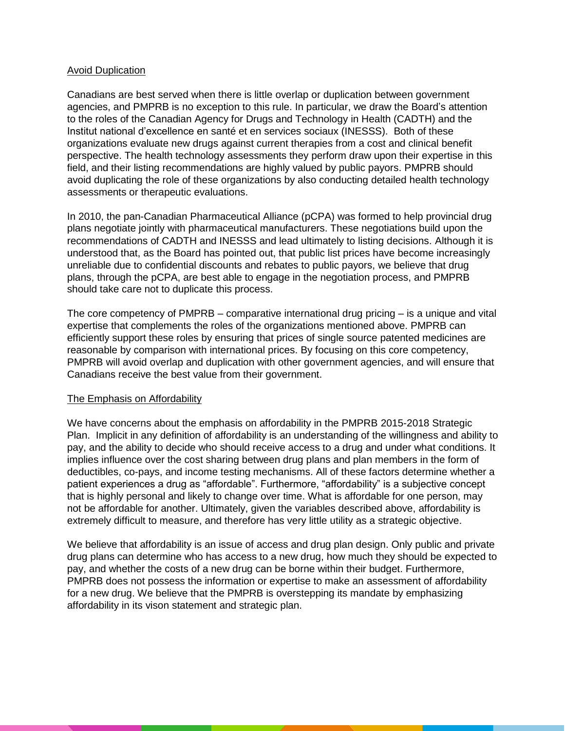## Avoid Duplication

Canadians are best served when there is little overlap or duplication between government agencies, and PMPRB is no exception to this rule. In particular, we draw the Board's attention to the roles of the Canadian Agency for Drugs and Technology in Health (CADTH) and the Institut national d'excellence en santé et en services sociaux (INESSS). Both of these organizations evaluate new drugs against current therapies from a cost and clinical benefit perspective. The health technology assessments they perform draw upon their expertise in this field, and their listing recommendations are highly valued by public payors. PMPRB should avoid duplicating the role of these organizations by also conducting detailed health technology assessments or therapeutic evaluations.

In 2010, the pan-Canadian Pharmaceutical Alliance (pCPA) was formed to help provincial drug plans negotiate jointly with pharmaceutical manufacturers. These negotiations build upon the recommendations of CADTH and INESSS and lead ultimately to listing decisions. Although it is understood that, as the Board has pointed out, that public list prices have become increasingly unreliable due to confidential discounts and rebates to public payors, we believe that drug plans, through the pCPA, are best able to engage in the negotiation process, and PMPRB should take care not to duplicate this process.

The core competency of PMPRB – comparative international drug pricing – is a unique and vital expertise that complements the roles of the organizations mentioned above. PMPRB can efficiently support these roles by ensuring that prices of single source patented medicines are reasonable by comparison with international prices. By focusing on this core competency, PMPRB will avoid overlap and duplication with other government agencies, and will ensure that Canadians receive the best value from their government.

## The Emphasis on Affordability

We have concerns about the emphasis on affordability in the PMPRB 2015-2018 Strategic Plan. Implicit in any definition of affordability is an understanding of the willingness and ability to pay, and the ability to decide who should receive access to a drug and under what conditions. It implies influence over the cost sharing between drug plans and plan members in the form of deductibles, co-pays, and income testing mechanisms. All of these factors determine whether a patient experiences a drug as "affordable". Furthermore, "affordability" is a subjective concept that is highly personal and likely to change over time. What is affordable for one person, may not be affordable for another. Ultimately, given the variables described above, affordability is extremely difficult to measure, and therefore has very little utility as a strategic objective.

We believe that affordability is an issue of access and drug plan design. Only public and private drug plans can determine who has access to a new drug, how much they should be expected to pay, and whether the costs of a new drug can be borne within their budget. Furthermore, PMPRB does not possess the information or expertise to make an assessment of affordability for a new drug. We believe that the PMPRB is overstepping its mandate by emphasizing affordability in its vison statement and strategic plan.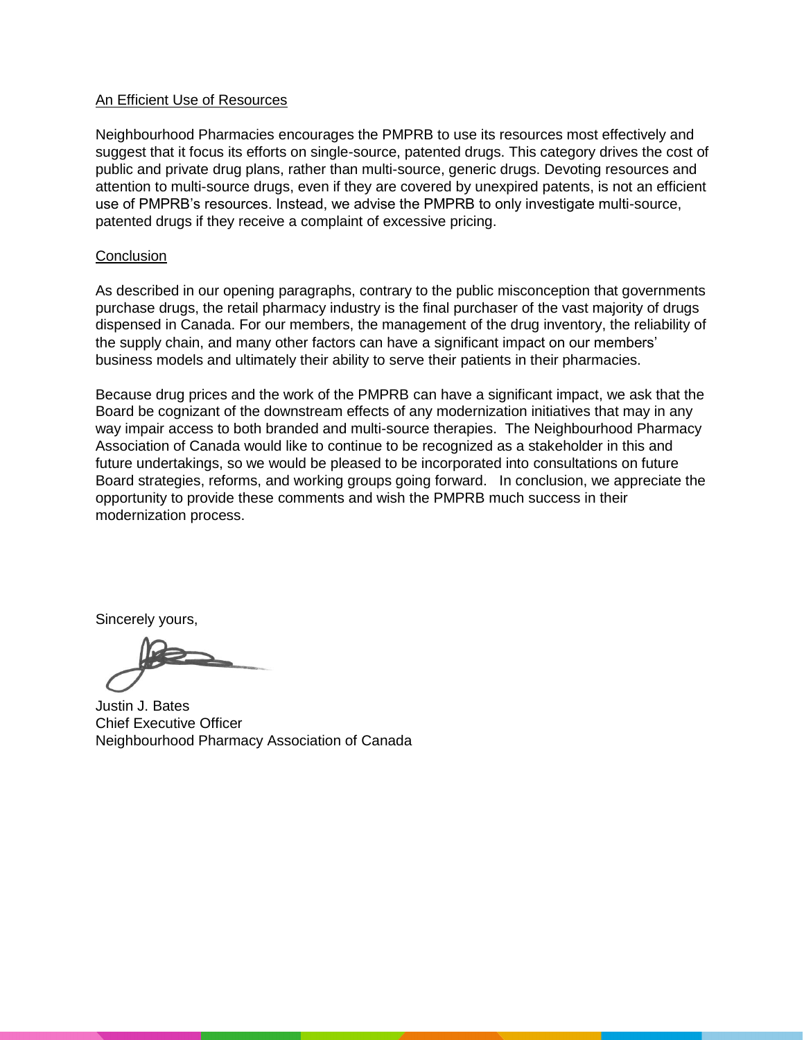<u>An Efficient Use of Resources</u>

Neighbourhood Pharmacies encourages the PMPRB to use its resources most effectively and suggest that it focus its efforts on single-source, patented drugs. This category drives the cost of public and private drug plans, rather than multi-source, generic drugs. Devoting resources and attention to multi-source drugs, even if they are covered by unexpired patents, is not an efficient use of PMPRB's resources. Instead, we advise the PMPRB to only investigate multi-source, patented drugs if they receive a complaint of excessive pricing.

<u>Conclusion</u>

As described in our opening paragraphs, contrary to the public misconception that governments purchase drugs, the retail pharmacy industry is the final purchaser of the vast majority of drugs dispensed in Canada. For our members, the management of the drug inventory, the reliability of the supply chain, and many other factors can have a significant impact on our members' business models and ultimately their ability to serve their patients in their pharmacies.

Because drug prices and the work of the PMPRB can have a significant impact, we ask that the Board be cognizant of the downstream effects of any modernization initiatives that may in any way impair access to both branded and multi-source therapies. The Neighbourhood Pharmacy Association of Canada would like to continue to be recognized as a stakeholder in this and future undertakings, so we would be pleased to be incorporated into consultations on future Board strategies, reforms, and working groups going forward. In conclusion, we appreciate the opportunity to provide these comments and wish the PMPRB much success in their modernization process.

Sincerely yours,

Justin J. Bates
Chief Executive Officer
Neighbourhood Pharmacy Association of Canada